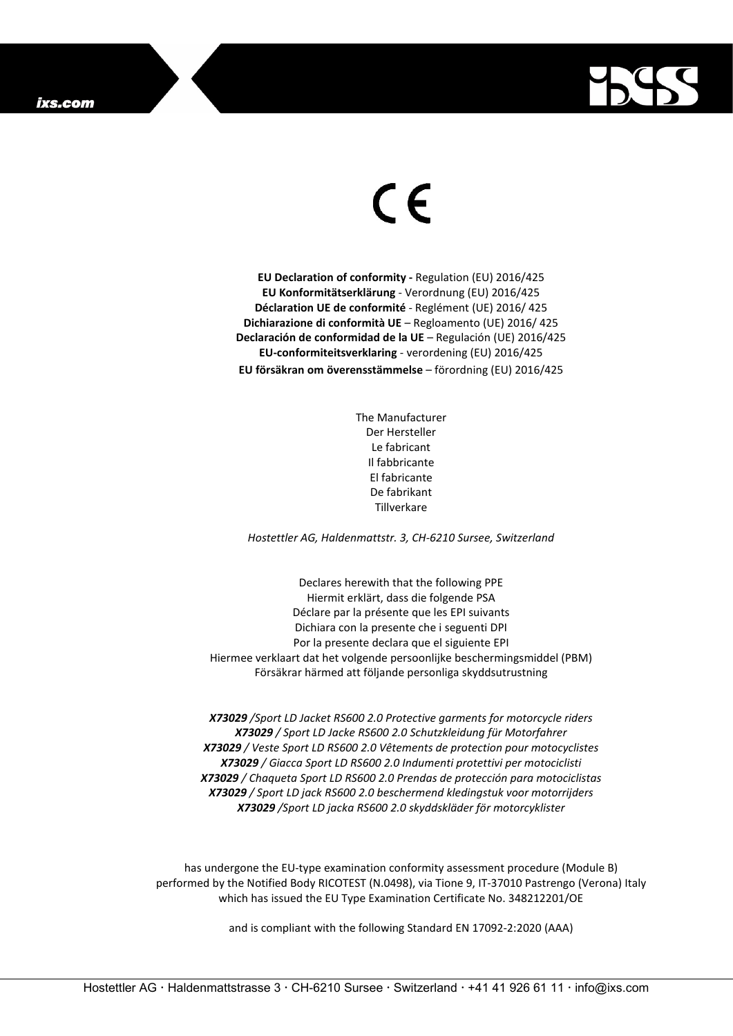CE

**EU Declaration of conformity -** Regulation (EU) 2016/425
**EU Konformitätserklärung** - Verordnung (EU) 2016/425
**Déclaration UE de conformité** - Reglément (UE) 2016/ 425
**Dichiarazione di conformità UE** – Regloamento (UE) 2016/ 425
**Declaración de conformidad de la UE** – Regulación (UE) 2016/425
**EU-conformiteitsverklaring** - verordening (EU) 2016/425
**EU försäkran om överensstämmelse** – förordning (EU) 2016/425

The Manufacturer
Der Hersteller
Le fabricant
Il fabbricante
El fabricante
De fabrikant
Tillverkare

*Hostettler AG, Haldenmattstr. 3, CH-6210 Sursee, Switzerland*

Declares herewith that the following PPE
Hiermit erklärt, dass die folgende PSA
Déclare par la présente que les EPI suivants
Dichiara con la presente che i seguenti DPI
Por la presente declara que el siguiente EPI
Hiermee verklaart dat het volgende persoonlijke beschermingsmiddel (PBM)
Försäkrar härmed att följande personliga skyddsutrustning

***X73029** /Sport LD Jacket RS600 2.0 Protective garments for motorcycle riders*
***X73029** / Sport LD Jacke RS600 2.0 Schutzkleidung für Motorfahrer*
***X73029** / Veste Sport LD RS600 2.0 Vêtements de protection pour motocyclistes*
***X73029** / Giacca Sport LD RS600 2.0 Indumenti protettivi per motociclisti*
***X73029** / Chaqueta Sport LD RS600 2.0 Prendas de protección para motociclistas*
***X73029** / Sport LD jack RS600 2.0 beschermend kledingstuk voor motorrijders*
***X73029** /Sport LD jacka RS600 2.0 skyddskläder för motorcyklister*

has undergone the EU-type examination conformity assessment procedure (Module B) performed by the Notified Body RICOTEST (N.0498), via Tione 9, IT-37010 Pastrengo (Verona) Italy which has issued the EU Type Examination Certificate No. 348212201/OE

and is compliant with the following Standard EN 17092-2:2020 (AAA)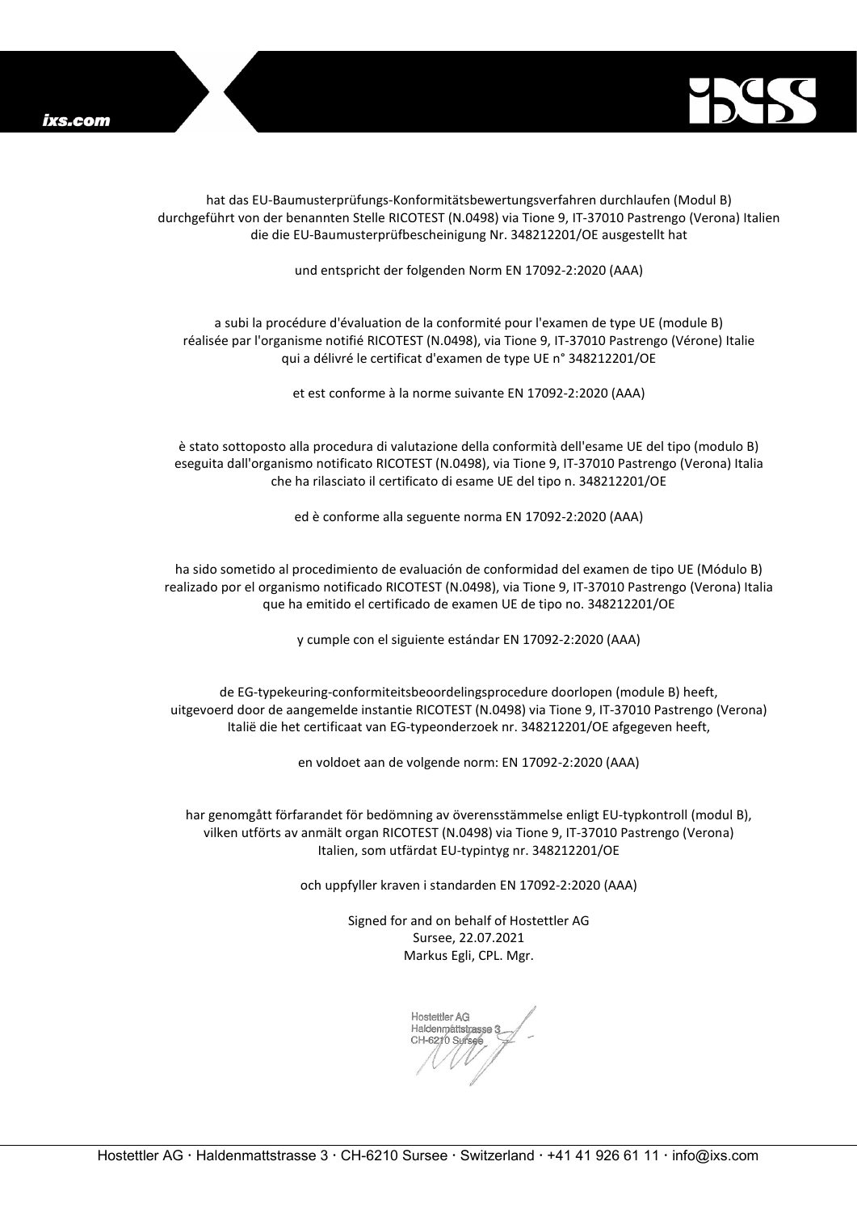hat das EU-Baumusterprüfungs-Konformitätsbewertungsverfahren durchlaufen (Modul B) durchgeführt von der benannten Stelle RICOTEST (N.0498) via Tione 9, IT-37010 Pastrengo (Verona) Italien die die EU-Baumusterprüfbescheinigung Nr. 348212201/OE ausgestellt hat

und entspricht der folgenden Norm EN 17092-2:2020 (AAA)

a subi la procédure d'évaluation de la conformité pour l'examen de type UE (module B) réalisée par l'organisme notifié RICOTEST (N.0498), via Tione 9, IT-37010 Pastrengo (Vérone) Italie qui a délivré le certificat d'examen de type UE n° 348212201/OE

et est conforme à la norme suivante EN 17092-2:2020 (AAA)

è stato sottoposto alla procedura di valutazione della conformità dell'esame UE del tipo (modulo B) eseguita dall'organismo notificato RICOTEST (N.0498), via Tione 9, IT-37010 Pastrengo (Verona) Italia che ha rilasciato il certificato di esame UE del tipo n. 348212201/OE

ed è conforme alla seguente norma EN 17092-2:2020 (AAA)

ha sido sometido al procedimiento de evaluación de conformidad del examen de tipo UE (Módulo B) realizado por el organismo notificado RICOTEST (N.0498), via Tione 9, IT-37010 Pastrengo (Verona) Italia que ha emitido el certificado de examen UE de tipo no. 348212201/OE

y cumple con el siguiente estándar EN 17092-2:2020 (AAA)

de EG-typekeuring-conformiteitsbeoordelingsprocedure doorlopen (module B) heeft, uitgevoerd door de aangemelde instantie RICOTEST (N.0498) via Tione 9, IT-37010 Pastrengo (Verona) Italië die het certificaat van EG-typeonderzoek nr. 348212201/OE afgegeven heeft,

en voldoet aan de volgende norm: EN 17092-2:2020 (AAA)

har genomgått förfarandet för bedömning av överensstämmelse enligt EU-typkontroll (modul B), vilken utförts av anmält organ RICOTEST (N.0498) via Tione 9, IT-37010 Pastrengo (Verona) Italien, som utfärdat EU-typintyg nr. 348212201/OE

och uppfyller kraven i standarden EN 17092-2:2020 (AAA)

Signed for and on behalf of Hostettler AG
Sursee, 22.07.2021
Markus Egli, CPL. Mgr.

Hostettler AG
Haldenmattstrasse 3
CH-6210 Sursee

Hostettler AG · Haldenmattstrasse 3 · CH-6210 Sursee · Switzerland · +41 41 926 61 11 · info@ixs.com